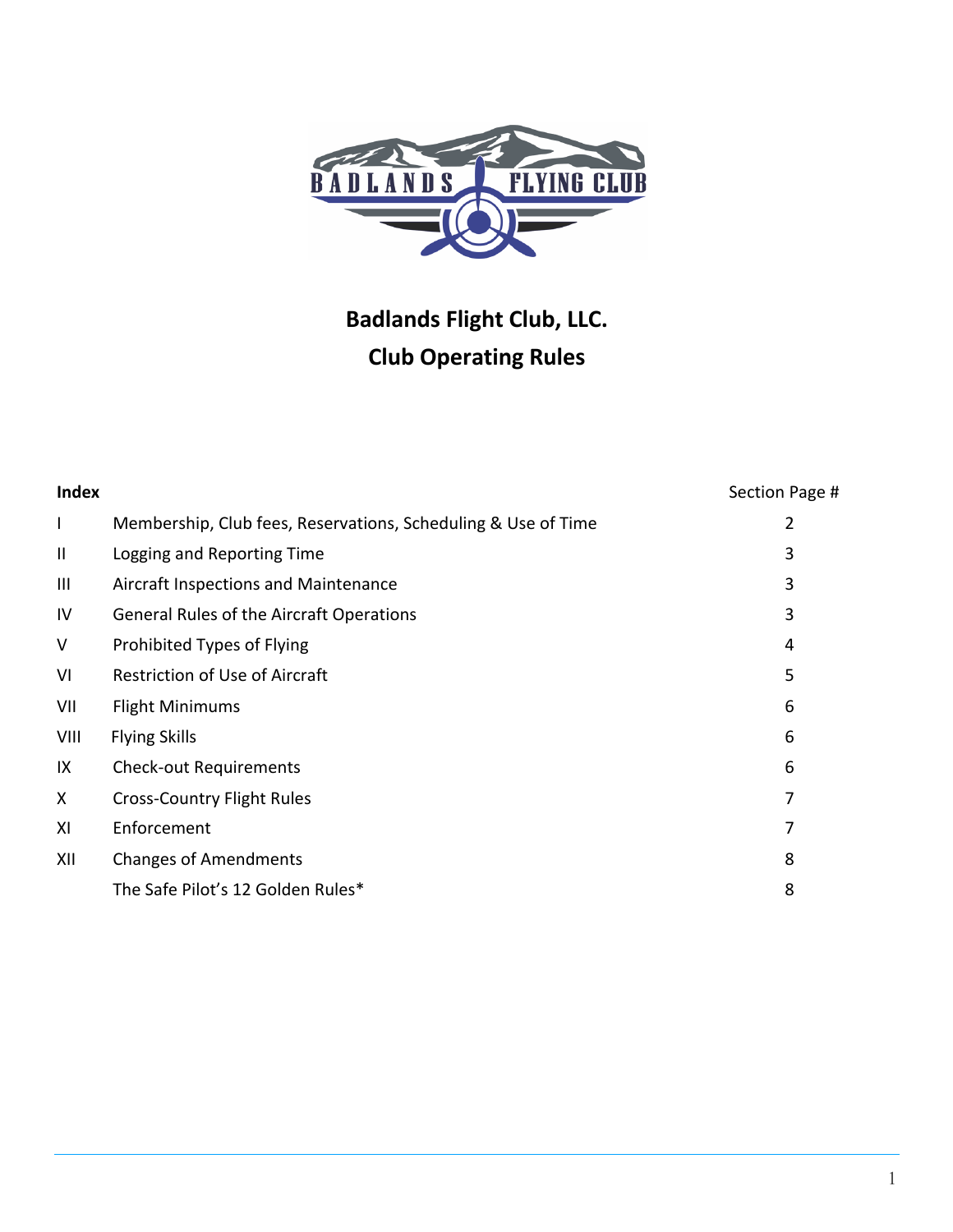# Badlands Flight Club, LLC.
## Club Operating Rules

| **Index** | | Section Page # |
|---|---|---|
| I | Membership, Club fees, Reservations, Scheduling & Use of Time | 2 |
| II | Logging and Reporting Time | 3 |
| III | Aircraft Inspections and Maintenance | 3 |
| IV | General Rules of the Aircraft Operations | 3 |
| V | Prohibited Types of Flying | 4 |
| VI | Restriction of Use of Aircraft | 5 |
| VII | Flight Minimums | 6 |
| VIII | Flying Skills | 6 |
| IX | Check-out Requirements | 6 |
| X | Cross-Country Flight Rules | 7 |
| XI | Enforcement | 7 |
| XII | Changes of Amendments | 8 |
| | The Safe Pilot's 12 Golden Rules* | 8 |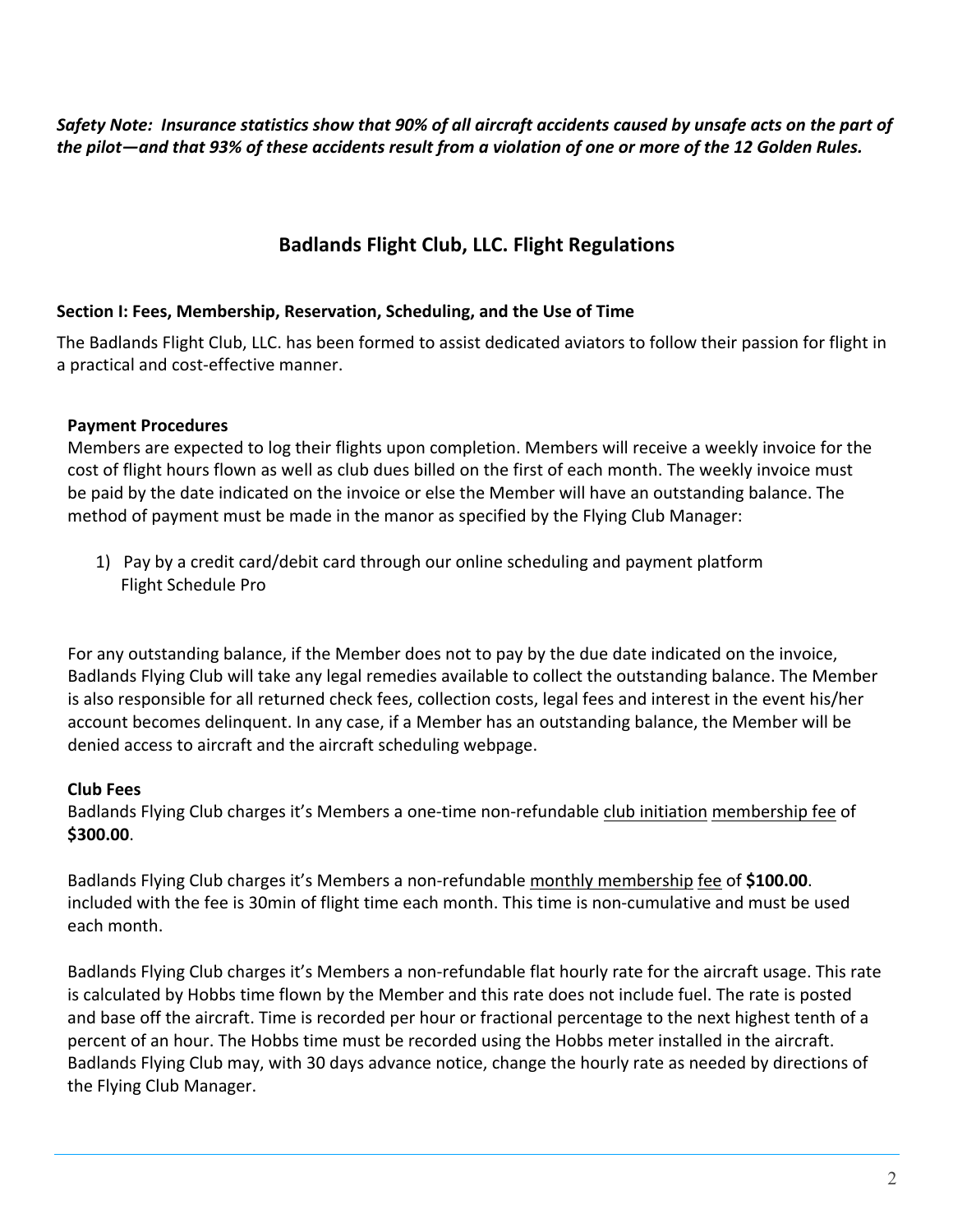***Safety Note: Insurance statistics show that 90% of all aircraft accidents caused by unsafe acts on the part of the pilot—and that 93% of these accidents result from a violation of one or more of the 12 Golden Rules.***

# Badlands Flight Club, LLC. Flight Regulations

## Section I: Fees, Membership, Reservation, Scheduling, and the Use of Time

The Badlands Flight Club, LLC. has been formed to assist dedicated aviators to follow their passion for flight in a practical and cost-effective manner.

### Payment Procedures

Members are expected to log their flights upon completion. Members will receive a weekly invoice for the cost of flight hours flown as well as club dues billed on the first of each month. The weekly invoice must be paid by the date indicated on the invoice or else the Member will have an outstanding balance. The method of payment must be made in the manor as specified by the Flying Club Manager:

1) Pay by a credit card/debit card through our online scheduling and payment platform Flight Schedule Pro

For any outstanding balance, if the Member does not to pay by the due date indicated on the invoice, Badlands Flying Club will take any legal remedies available to collect the outstanding balance. The Member is also responsible for all returned check fees, collection costs, legal fees and interest in the event his/her account becomes delinquent. In any case, if a Member has an outstanding balance, the Member will be denied access to aircraft and the aircraft scheduling webpage.

### Club Fees

Badlands Flying Club charges it's Members a one-time non-refundable club initiation membership fee of **$300.00**.

Badlands Flying Club charges it's Members a non-refundable monthly membership fee of **$100.00**. included with the fee is 30min of flight time each month. This time is non-cumulative and must be used each month.

Badlands Flying Club charges it's Members a non-refundable flat hourly rate for the aircraft usage. This rate is calculated by Hobbs time flown by the Member and this rate does not include fuel. The rate is posted and base off the aircraft. Time is recorded per hour or fractional percentage to the next highest tenth of a percent of an hour. The Hobbs time must be recorded using the Hobbs meter installed in the aircraft. Badlands Flying Club may, with 30 days advance notice, change the hourly rate as needed by directions of the Flying Club Manager.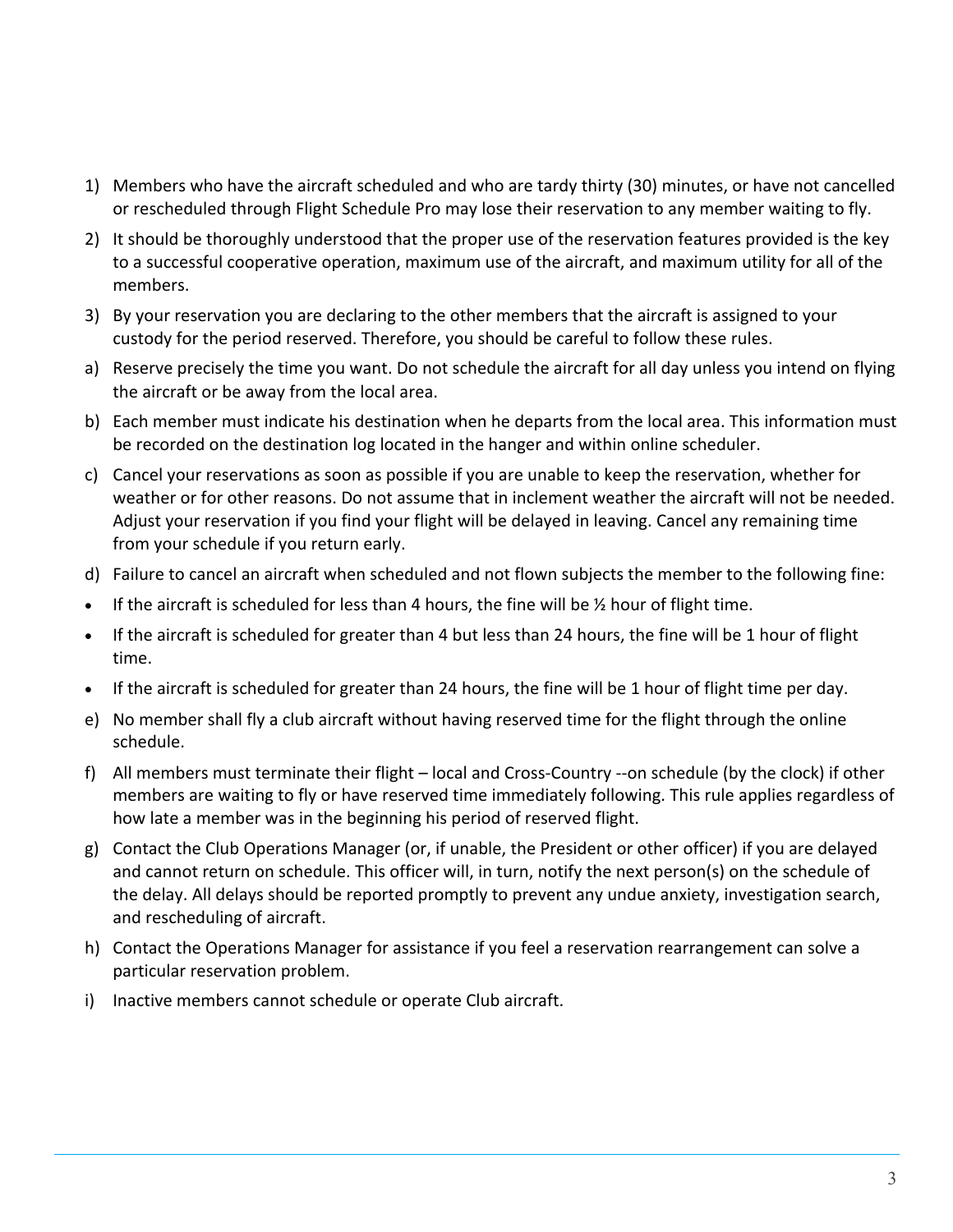1) Members who have the aircraft scheduled and who are tardy thirty (30) minutes, or have not cancelled or rescheduled through Flight Schedule Pro may lose their reservation to any member waiting to fly.
2) It should be thoroughly understood that the proper use of the reservation features provided is the key to a successful cooperative operation, maximum use of the aircraft, and maximum utility for all of the members.
3) By your reservation you are declaring to the other members that the aircraft is assigned to your custody for the period reserved. Therefore, you should be careful to follow these rules.

a) Reserve precisely the time you want. Do not schedule the aircraft for all day unless you intend on flying the aircraft or be away from the local area.
b) Each member must indicate his destination when he departs from the local area. This information must be recorded on the destination log located in the hanger and within online scheduler.
c) Cancel your reservations as soon as possible if you are unable to keep the reservation, whether for weather or for other reasons. Do not assume that in inclement weather the aircraft will not be needed. Adjust your reservation if you find your flight will be delayed in leaving. Cancel any remaining time from your schedule if you return early.
d) Failure to cancel an aircraft when scheduled and not flown subjects the member to the following fine:

- If the aircraft is scheduled for less than 4 hours, the fine will be ½ hour of flight time.
- If the aircraft is scheduled for greater than 4 but less than 24 hours, the fine will be 1 hour of flight time.
- If the aircraft is scheduled for greater than 24 hours, the fine will be 1 hour of flight time per day.

e) No member shall fly a club aircraft without having reserved time for the flight through the online schedule.
f) All members must terminate their flight – local and Cross-Country --on schedule (by the clock) if other members are waiting to fly or have reserved time immediately following. This rule applies regardless of how late a member was in the beginning his period of reserved flight.
g) Contact the Club Operations Manager (or, if unable, the President or other officer) if you are delayed and cannot return on schedule. This officer will, in turn, notify the next person(s) on the schedule of the delay. All delays should be reported promptly to prevent any undue anxiety, investigation search, and rescheduling of aircraft.
h) Contact the Operations Manager for assistance if you feel a reservation rearrangement can solve a particular reservation problem.
i) Inactive members cannot schedule or operate Club aircraft.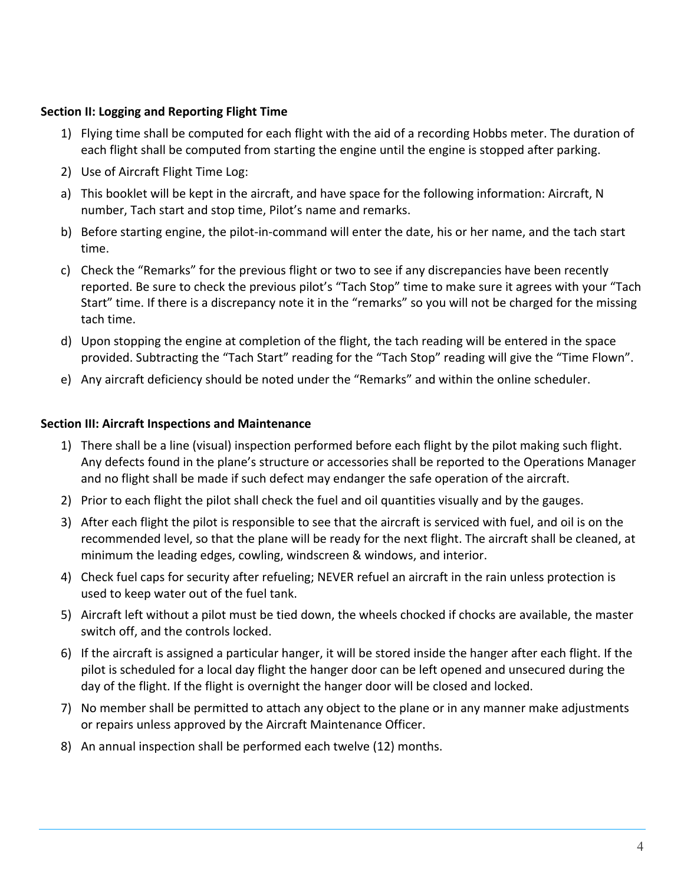**Section II: Logging and Reporting Flight Time**

1) Flying time shall be computed for each flight with the aid of a recording Hobbs meter. The duration of each flight shall be computed from starting the engine until the engine is stopped after parking.
2) Use of Aircraft Flight Time Log:

a) This booklet will be kept in the aircraft, and have space for the following information: Aircraft, N number, Tach start and stop time, Pilot's name and remarks.

b) Before starting engine, the pilot-in-command will enter the date, his or her name, and the tach start time.

c) Check the "Remarks" for the previous flight or two to see if any discrepancies have been recently reported. Be sure to check the previous pilot's "Tach Stop" time to make sure it agrees with your "Tach Start" time. If there is a discrepancy note it in the "remarks" so you will not be charged for the missing tach time.

d) Upon stopping the engine at completion of the flight, the tach reading will be entered in the space provided. Subtracting the "Tach Start" reading for the "Tach Stop" reading will give the "Time Flown".

e) Any aircraft deficiency should be noted under the "Remarks" and within the online scheduler.

**Section III: Aircraft Inspections and Maintenance**

1) There shall be a line (visual) inspection performed before each flight by the pilot making such flight. Any defects found in the plane's structure or accessories shall be reported to the Operations Manager and no flight shall be made if such defect may endanger the safe operation of the aircraft.
2) Prior to each flight the pilot shall check the fuel and oil quantities visually and by the gauges.
3) After each flight the pilot is responsible to see that the aircraft is serviced with fuel, and oil is on the recommended level, so that the plane will be ready for the next flight. The aircraft shall be cleaned, at minimum the leading edges, cowling, windscreen & windows, and interior.
4) Check fuel caps for security after refueling; NEVER refuel an aircraft in the rain unless protection is used to keep water out of the fuel tank.
5) Aircraft left without a pilot must be tied down, the wheels chocked if chocks are available, the master switch off, and the controls locked.
6) If the aircraft is assigned a particular hanger, it will be stored inside the hanger after each flight. If the pilot is scheduled for a local day flight the hanger door can be left opened and unsecured during the day of the flight. If the flight is overnight the hanger door will be closed and locked.
7) No member shall be permitted to attach any object to the plane or in any manner make adjustments or repairs unless approved by the Aircraft Maintenance Officer.
8) An annual inspection shall be performed each twelve (12) months.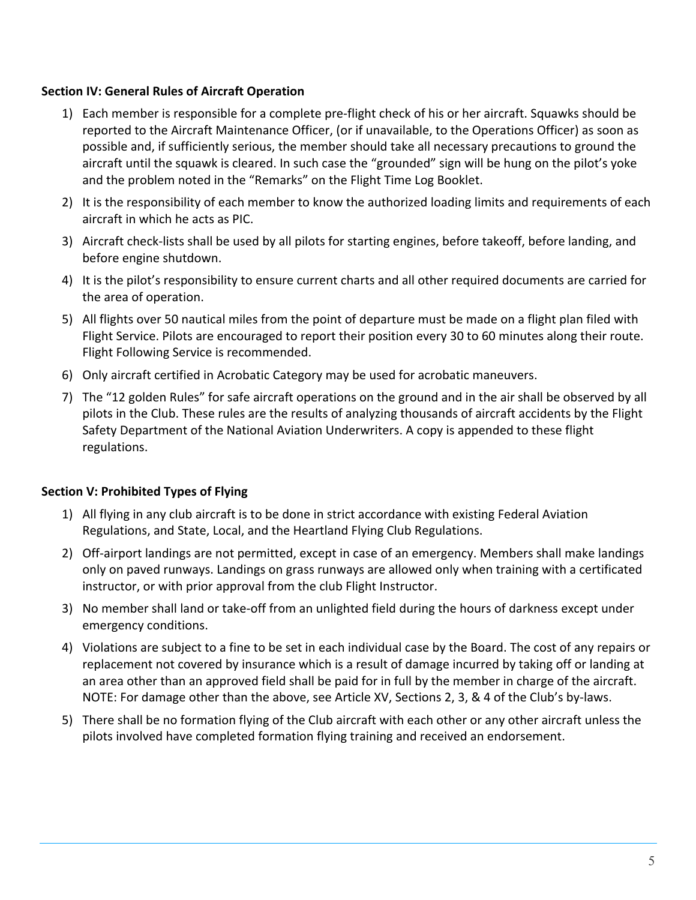**Section IV: General Rules of Aircraft Operation**

1) Each member is responsible for a complete pre-flight check of his or her aircraft. Squawks should be reported to the Aircraft Maintenance Officer, (or if unavailable, to the Operations Officer) as soon as possible and, if sufficiently serious, the member should take all necessary precautions to ground the aircraft until the squawk is cleared. In such case the "grounded" sign will be hung on the pilot's yoke and the problem noted in the "Remarks" on the Flight Time Log Booklet.
2) It is the responsibility of each member to know the authorized loading limits and requirements of each aircraft in which he acts as PIC.
3) Aircraft check-lists shall be used by all pilots for starting engines, before takeoff, before landing, and before engine shutdown.
4) It is the pilot's responsibility to ensure current charts and all other required documents are carried for the area of operation.
5) All flights over 50 nautical miles from the point of departure must be made on a flight plan filed with Flight Service. Pilots are encouraged to report their position every 30 to 60 minutes along their route. Flight Following Service is recommended.
6) Only aircraft certified in Acrobatic Category may be used for acrobatic maneuvers.
7) The "12 golden Rules" for safe aircraft operations on the ground and in the air shall be observed by all pilots in the Club. These rules are the results of analyzing thousands of aircraft accidents by the Flight Safety Department of the National Aviation Underwriters. A copy is appended to these flight regulations.

**Section V: Prohibited Types of Flying**

1) All flying in any club aircraft is to be done in strict accordance with existing Federal Aviation Regulations, and State, Local, and the Heartland Flying Club Regulations.
2) Off-airport landings are not permitted, except in case of an emergency. Members shall make landings only on paved runways. Landings on grass runways are allowed only when training with a certificated instructor, or with prior approval from the club Flight Instructor.
3) No member shall land or take-off from an unlighted field during the hours of darkness except under emergency conditions.
4) Violations are subject to a fine to be set in each individual case by the Board. The cost of any repairs or replacement not covered by insurance which is a result of damage incurred by taking off or landing at an area other than an approved field shall be paid for in full by the member in charge of the aircraft. NOTE: For damage other than the above, see Article XV, Sections 2, 3, & 4 of the Club's by-laws.
5) There shall be no formation flying of the Club aircraft with each other or any other aircraft unless the pilots involved have completed formation flying training and received an endorsement.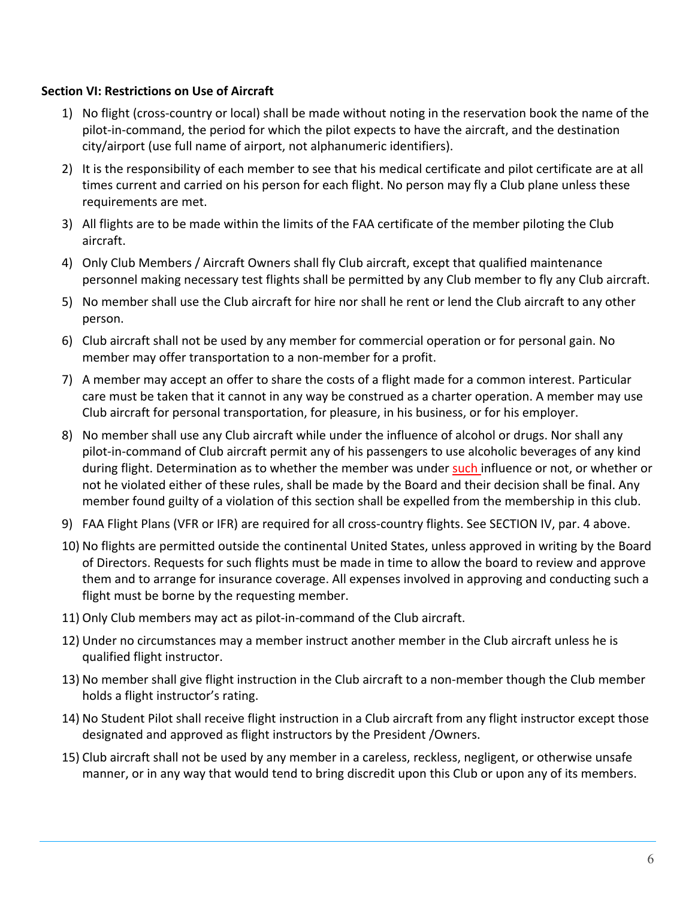**Section VI: Restrictions on Use of Aircraft**

1) No flight (cross-country or local) shall be made without noting in the reservation book the name of the pilot-in-command, the period for which the pilot expects to have the aircraft, and the destination city/airport (use full name of airport, not alphanumeric identifiers).
2) It is the responsibility of each member to see that his medical certificate and pilot certificate are at all times current and carried on his person for each flight. No person may fly a Club plane unless these requirements are met.
3) All flights are to be made within the limits of the FAA certificate of the member piloting the Club aircraft.
4) Only Club Members / Aircraft Owners shall fly Club aircraft, except that qualified maintenance personnel making necessary test flights shall be permitted by any Club member to fly any Club aircraft.
5) No member shall use the Club aircraft for hire nor shall he rent or lend the Club aircraft to any other person.
6) Club aircraft shall not be used by any member for commercial operation or for personal gain. No member may offer transportation to a non-member for a profit.
7) A member may accept an offer to share the costs of a flight made for a common interest. Particular care must be taken that it cannot in any way be construed as a charter operation. A member may use Club aircraft for personal transportation, for pleasure, in his business, or for his employer.
8) No member shall use any Club aircraft while under the influence of alcohol or drugs. Nor shall any pilot-in-command of Club aircraft permit any of his passengers to use alcoholic beverages of any kind during flight. Determination as to whether the member was under such influence or not, or whether or not he violated either of these rules, shall be made by the Board and their decision shall be final. Any member found guilty of a violation of this section shall be expelled from the membership in this club.
9) FAA Flight Plans (VFR or IFR) are required for all cross-country flights. See SECTION IV, par. 4 above.
10) No flights are permitted outside the continental United States, unless approved in writing by the Board of Directors. Requests for such flights must be made in time to allow the board to review and approve them and to arrange for insurance coverage. All expenses involved in approving and conducting such a flight must be borne by the requesting member.
11) Only Club members may act as pilot-in-command of the Club aircraft.
12) Under no circumstances may a member instruct another member in the Club aircraft unless he is qualified flight instructor.
13) No member shall give flight instruction in the Club aircraft to a non-member though the Club member holds a flight instructor's rating.
14) No Student Pilot shall receive flight instruction in a Club aircraft from any flight instructor except those designated and approved as flight instructors by the President /Owners.
15) Club aircraft shall not be used by any member in a careless, reckless, negligent, or otherwise unsafe manner, or in any way that would tend to bring discredit upon this Club or upon any of its members.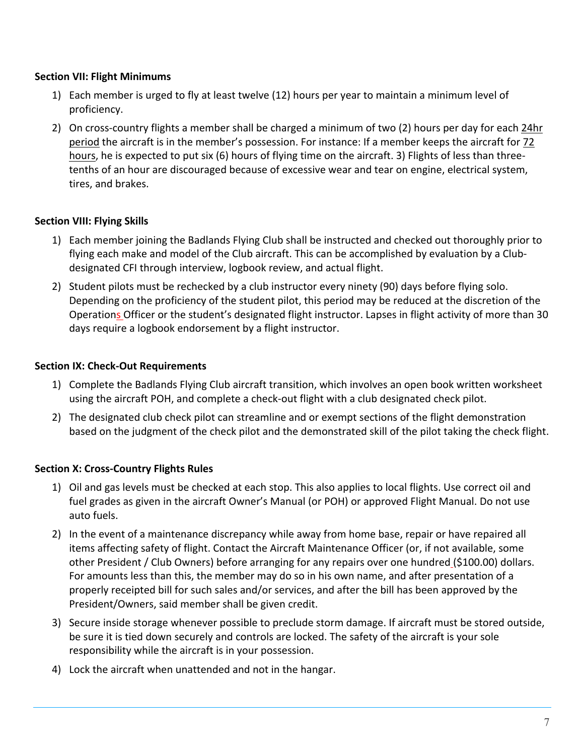**Section VII: Flight Minimums**

1) Each member is urged to fly at least twelve (12) hours per year to maintain a minimum level of proficiency.
2) On cross-country flights a member shall be charged a minimum of two (2) hours per day for each 24hr period the aircraft is in the member's possession. For instance: If a member keeps the aircraft for 72 hours, he is expected to put six (6) hours of flying time on the aircraft. 3) Flights of less than three-tenths of an hour are discouraged because of excessive wear and tear on engine, electrical system, tires, and brakes.

**Section VIII: Flying Skills**

1) Each member joining the Badlands Flying Club shall be instructed and checked out thoroughly prior to flying each make and model of the Club aircraft. This can be accomplished by evaluation by a Club-designated CFI through interview, logbook review, and actual flight.
2) Student pilots must be rechecked by a club instructor every ninety (90) days before flying solo. Depending on the proficiency of the student pilot, this period may be reduced at the discretion of the Operations Officer or the student's designated flight instructor. Lapses in flight activity of more than 30 days require a logbook endorsement by a flight instructor.

**Section IX: Check-Out Requirements**

1) Complete the Badlands Flying Club aircraft transition, which involves an open book written worksheet using the aircraft POH, and complete a check-out flight with a club designated check pilot.
2) The designated club check pilot can streamline and or exempt sections of the flight demonstration based on the judgment of the check pilot and the demonstrated skill of the pilot taking the check flight.

**Section X: Cross-Country Flights Rules**

1) Oil and gas levels must be checked at each stop. This also applies to local flights. Use correct oil and fuel grades as given in the aircraft Owner's Manual (or POH) or approved Flight Manual. Do not use auto fuels.
2) In the event of a maintenance discrepancy while away from home base, repair or have repaired all items affecting safety of flight. Contact the Aircraft Maintenance Officer (or, if not available, some other President / Club Owners) before arranging for any repairs over one hundred ($100.00) dollars. For amounts less than this, the member may do so in his own name, and after presentation of a properly receipted bill for such sales and/or services, and after the bill has been approved by the President/Owners, said member shall be given credit.
3) Secure inside storage whenever possible to preclude storm damage. If aircraft must be stored outside, be sure it is tied down securely and controls are locked. The safety of the aircraft is your sole responsibility while the aircraft is in your possession.
4) Lock the aircraft when unattended and not in the hangar.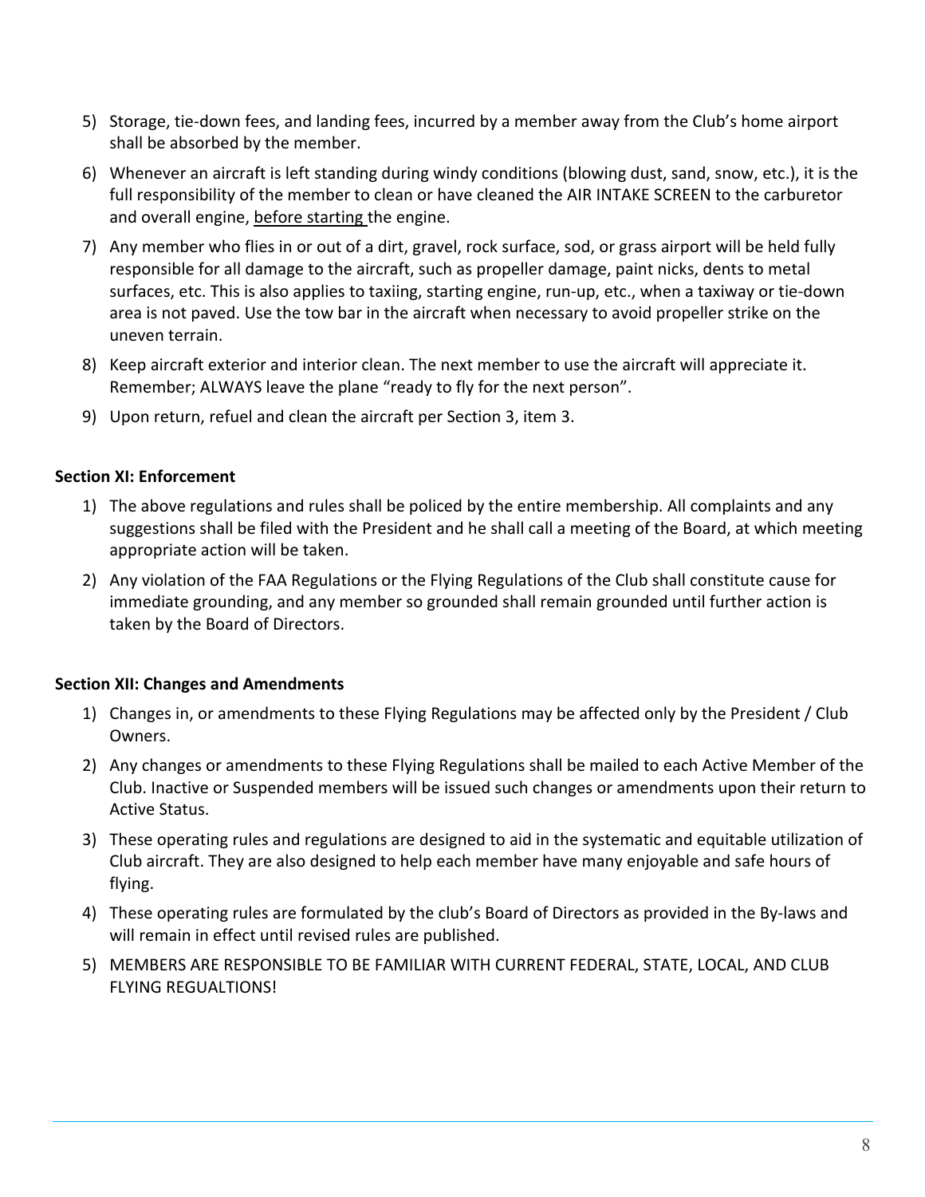5) Storage, tie-down fees, and landing fees, incurred by a member away from the Club's home airport shall be absorbed by the member.
6) Whenever an aircraft is left standing during windy conditions (blowing dust, sand, snow, etc.), it is the full responsibility of the member to clean or have cleaned the AIR INTAKE SCREEN to the carburetor and overall engine, <u>before starting</u> the engine.
7) Any member who flies in or out of a dirt, gravel, rock surface, sod, or grass airport will be held fully responsible for all damage to the aircraft, such as propeller damage, paint nicks, dents to metal surfaces, etc. This is also applies to taxiing, starting engine, run-up, etc., when a taxiway or tie-down area is not paved. Use the tow bar in the aircraft when necessary to avoid propeller strike on the uneven terrain.
8) Keep aircraft exterior and interior clean. The next member to use the aircraft will appreciate it. Remember; ALWAYS leave the plane "ready to fly for the next person".
9) Upon return, refuel and clean the aircraft per Section 3, item 3.

**Section XI: Enforcement**

1) The above regulations and rules shall be policed by the entire membership. All complaints and any suggestions shall be filed with the President and he shall call a meeting of the Board, at which meeting appropriate action will be taken.
2) Any violation of the FAA Regulations or the Flying Regulations of the Club shall constitute cause for immediate grounding, and any member so grounded shall remain grounded until further action is taken by the Board of Directors.

**Section XII: Changes and Amendments**

1) Changes in, or amendments to these Flying Regulations may be affected only by the President / Club Owners.
2) Any changes or amendments to these Flying Regulations shall be mailed to each Active Member of the Club. Inactive or Suspended members will be issued such changes or amendments upon their return to Active Status.
3) These operating rules and regulations are designed to aid in the systematic and equitable utilization of Club aircraft. They are also designed to help each member have many enjoyable and safe hours of flying.
4) These operating rules are formulated by the club's Board of Directors as provided in the By-laws and will remain in effect until revised rules are published.
5) MEMBERS ARE RESPONSIBLE TO BE FAMILIAR WITH CURRENT FEDERAL, STATE, LOCAL, AND CLUB FLYING REGUALTIONS!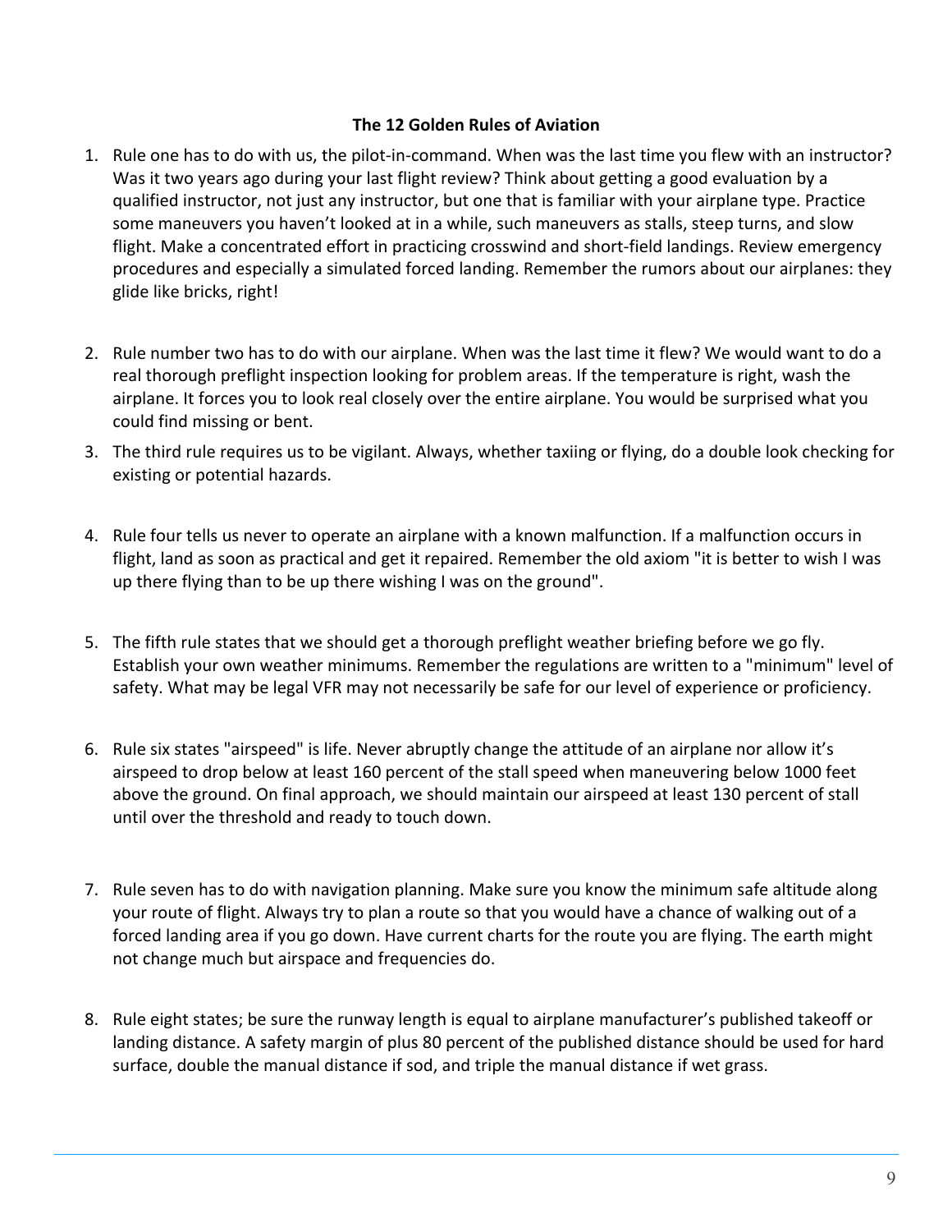**The 12 Golden Rules of Aviation**

1. Rule one has to do with us, the pilot-in-command. When was the last time you flew with an instructor? Was it two years ago during your last flight review? Think about getting a good evaluation by a qualified instructor, not just any instructor, but one that is familiar with your airplane type. Practice some maneuvers you haven't looked at in a while, such maneuvers as stalls, steep turns, and slow flight. Make a concentrated effort in practicing crosswind and short-field landings. Review emergency procedures and especially a simulated forced landing. Remember the rumors about our airplanes: they glide like bricks, right!

2. Rule number two has to do with our airplane. When was the last time it flew? We would want to do a real thorough preflight inspection looking for problem areas. If the temperature is right, wash the airplane. It forces you to look real closely over the entire airplane. You would be surprised what you could find missing or bent.

3. The third rule requires us to be vigilant. Always, whether taxiing or flying, do a double look checking for existing or potential hazards.

4. Rule four tells us never to operate an airplane with a known malfunction. If a malfunction occurs in flight, land as soon as practical and get it repaired. Remember the old axiom "it is better to wish I was up there flying than to be up there wishing I was on the ground".

5. The fifth rule states that we should get a thorough preflight weather briefing before we go fly. Establish your own weather minimums. Remember the regulations are written to a "minimum" level of safety. What may be legal VFR may not necessarily be safe for our level of experience or proficiency.

6. Rule six states "airspeed" is life. Never abruptly change the attitude of an airplane nor allow it's airspeed to drop below at least 160 percent of the stall speed when maneuvering below 1000 feet above the ground. On final approach, we should maintain our airspeed at least 130 percent of stall until over the threshold and ready to touch down.

7. Rule seven has to do with navigation planning. Make sure you know the minimum safe altitude along your route of flight. Always try to plan a route so that you would have a chance of walking out of a forced landing area if you go down. Have current charts for the route you are flying. The earth might not change much but airspace and frequencies do.

8. Rule eight states; be sure the runway length is equal to airplane manufacturer's published takeoff or landing distance. A safety margin of plus 80 percent of the published distance should be used for hard surface, double the manual distance if sod, and triple the manual distance if wet grass.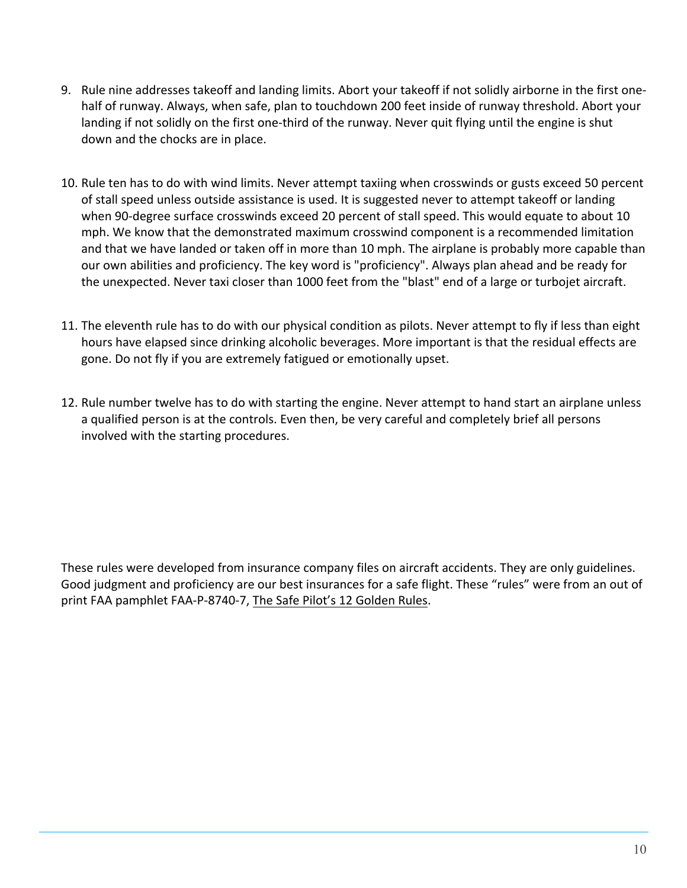9. Rule nine addresses takeoff and landing limits. Abort your takeoff if not solidly airborne in the first one-half of runway. Always, when safe, plan to touchdown 200 feet inside of runway threshold. Abort your landing if not solidly on the first one-third of the runway. Never quit flying until the engine is shut down and the chocks are in place.

10. Rule ten has to do with wind limits. Never attempt taxiing when crosswinds or gusts exceed 50 percent of stall speed unless outside assistance is used. It is suggested never to attempt takeoff or landing when 90-degree surface crosswinds exceed 20 percent of stall speed. This would equate to about 10 mph. We know that the demonstrated maximum crosswind component is a recommended limitation and that we have landed or taken off in more than 10 mph. The airplane is probably more capable than our own abilities and proficiency. The key word is "proficiency". Always plan ahead and be ready for the unexpected. Never taxi closer than 1000 feet from the "blast" end of a large or turbojet aircraft.

11. The eleventh rule has to do with our physical condition as pilots. Never attempt to fly if less than eight hours have elapsed since drinking alcoholic beverages. More important is that the residual effects are gone. Do not fly if you are extremely fatigued or emotionally upset.

12. Rule number twelve has to do with starting the engine. Never attempt to hand start an airplane unless a qualified person is at the controls. Even then, be very careful and completely brief all persons involved with the starting procedures.

These rules were developed from insurance company files on aircraft accidents. They are only guidelines. Good judgment and proficiency are our best insurances for a safe flight. These "rules" were from an out of print FAA pamphlet FAA-P-8740-7, The Safe Pilot's 12 Golden Rules.